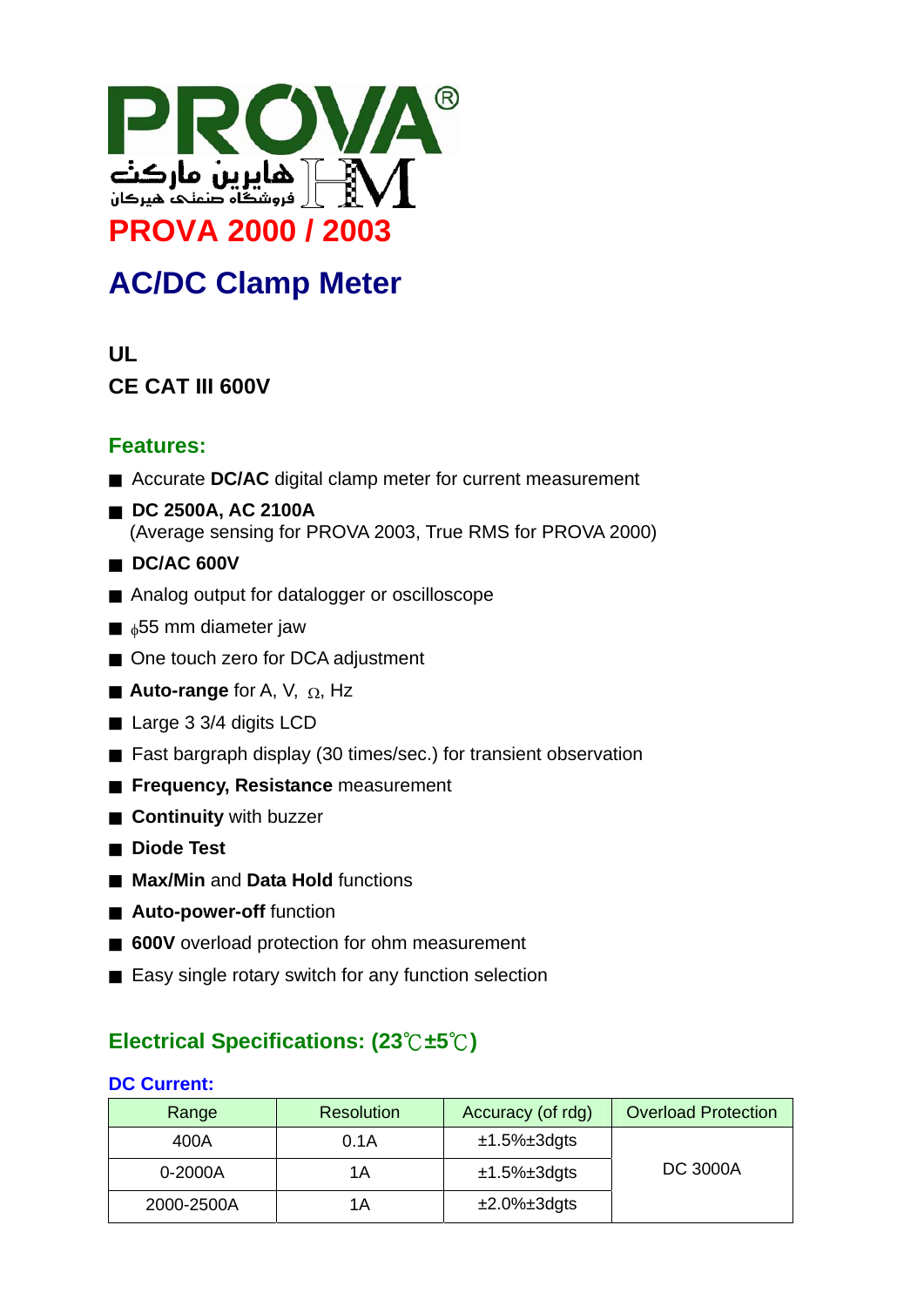PROVA®

هایرین مارکت
فروشگاه صنعتی هیرکان

# PROVA 2000 / 2003

# AC/DC Clamp Meter

**UL**

**CE CAT III 600V**

## Features:

- Accurate **DC/AC** digital clamp meter for current measurement
- **DC 2500A, AC 2100A**
  (Average sensing for PROVA 2003, True RMS for PROVA 2000)
- **DC/AC 600V**
- Analog output for datalogger or oscilloscope
- ϕ55 mm diameter jaw
- One touch zero for DCA adjustment
- **Auto-range** for A, V, Ω, Hz
- Large 3 3/4 digits LCD
- Fast bargraph display (30 times/sec.) for transient observation
- **Frequency, Resistance** measurement
- **Continuity** with buzzer
- **Diode Test**
- **Max/Min** and **Data Hold** functions
- **Auto-power-off** function
- **600V** overload protection for ohm measurement
- Easy single rotary switch for any function selection

## Electrical Specifications: (23℃±5℃)

### DC Current:

| Range | Resolution | Accuracy (of rdg) | Overload Protection |
|---|---|---|---|
| 400A | 0.1A | ±1.5%±3dgts | DC 3000A |
| 0-2000A | 1A | ±1.5%±3dgts | |
| 2000-2500A | 1A | ±2.0%±3dgts | |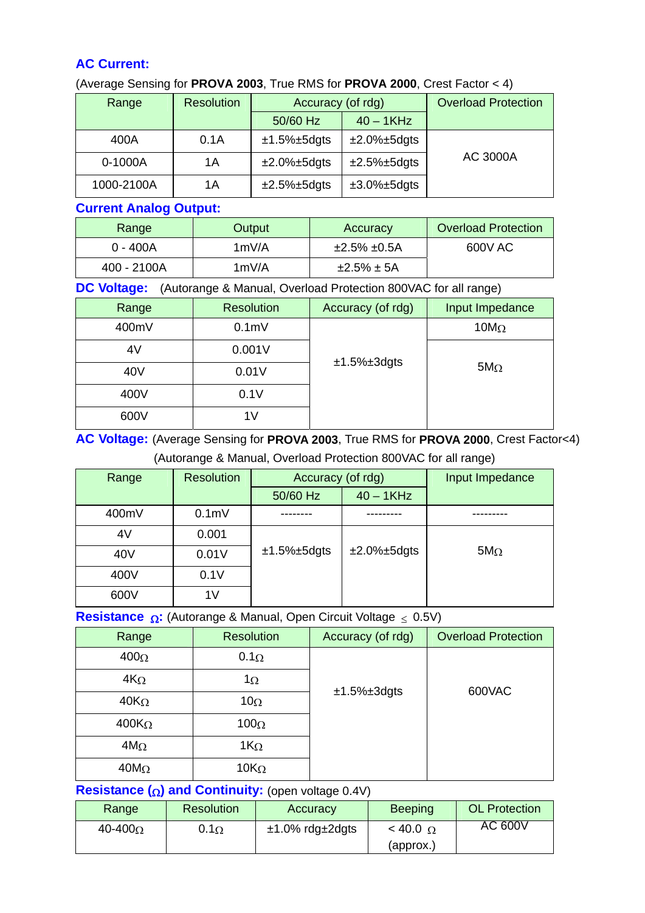## AC Current:

(Average Sensing for **PROVA 2003**, True RMS for **PROVA 2000**, Crest Factor < 4)

| Range | Resolution | Accuracy (of rdg) | | Overload Protection |
|---|---|---|---|---|
| | | 50/60 Hz | 40 – 1KHz | |
| 400A | 0.1A | ±1.5%±5dgts | ±2.0%±5dgts | AC 3000A |
| 0-1000A | 1A | ±2.0%±5dgts | ±2.5%±5dgts | |
| 1000-2100A | 1A | ±2.5%±5dgts | ±3.0%±5dgts | |

## Current Analog Output:

| Range | Output | Accuracy | Overload Protection |
|---|---|---|---|
| 0 - 400A | 1mV/A | ±2.5% ±0.5A | 600V AC |
| 400 - 2100A | 1mV/A | ±2.5% ± 5A | |

## DC Voltage:

(Autorange & Manual, Overload Protection 800VAC for all range)

| Range | Resolution | Accuracy (of rdg) | Input Impedance |
|---|---|---|---|
| 400mV | 0.1mV | ±1.5%±3dgts | 10MΩ |
| 4V | 0.001V | | 5MΩ |
| 40V | 0.01V | | |
| 400V | 0.1V | | |
| 600V | 1V | | |

## AC Voltage:

(Average Sensing for **PROVA 2003**, True RMS for **PROVA 2000**, Crest Factor<4)
(Autorange & Manual, Overload Protection 800VAC for all range)

| Range | Resolution | Accuracy (of rdg) | | Input Impedance |
|---|---|---|---|---|
| | | 50/60 Hz | 40 – 1KHz | |
| 400mV | 0.1mV | -------- | --------- | --------- |
| 4V | 0.001 | ±1.5%±5dgts | ±2.0%±5dgts | 5MΩ |
| 40V | 0.01V | | | |
| 400V | 0.1V | | | |
| 600V | 1V | | | |

## Resistance Ω:

(Autorange & Manual, Open Circuit Voltage ≤ 0.5V)

| Range | Resolution | Accuracy (of rdg) | Overload Protection |
|---|---|---|---|
| 400Ω | 0.1Ω | ±1.5%±3dgts | 600VAC |
| 4KΩ | 1Ω | | |
| 40KΩ | 10Ω | | |
| 400KΩ | 100Ω | | |
| 4MΩ | 1KΩ | | |
| 40MΩ | 10KΩ | | |

## Resistance (Ω) and Continuity:

(open voltage 0.4V)

| Range | Resolution | Accuracy | Beeping | OL Protection |
|---|---|---|---|---|
| 40-400Ω | 0.1Ω | ±1.0% rdg±2dgts | < 40.0 Ω (approx.) | AC 600V |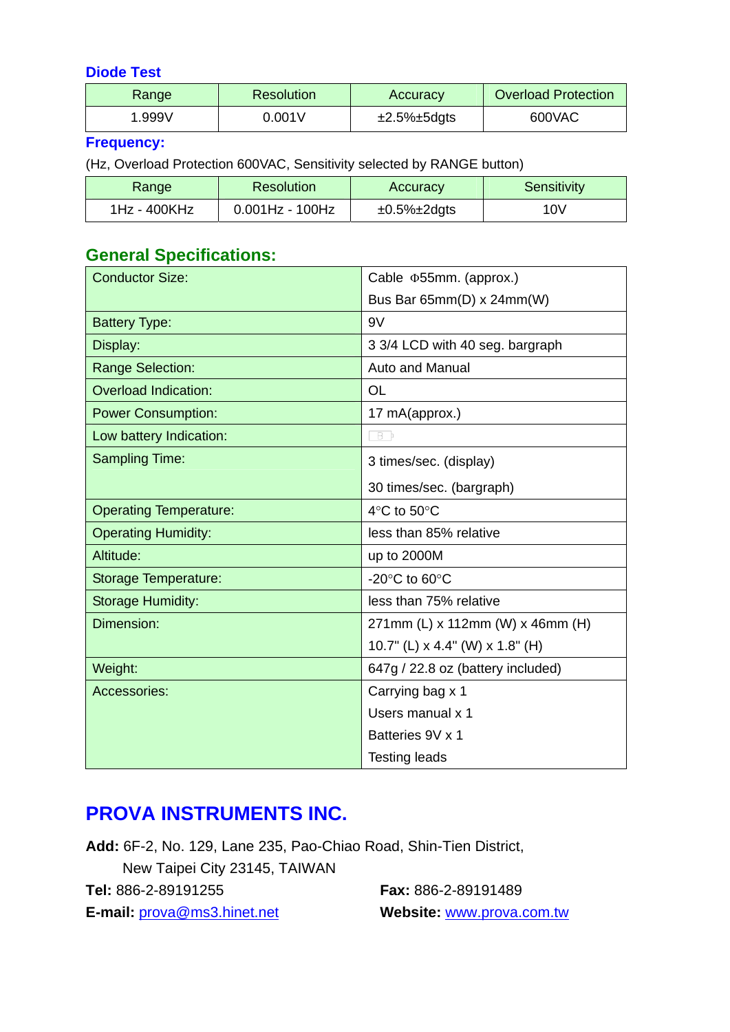### Diode Test

| Range | Resolution | Accuracy | Overload Protection |
| --- | --- | --- | --- |
| 1.999V | 0.001V | ±2.5%±5dgts | 600VAC |

### Frequency:

(Hz, Overload Protection 600VAC, Sensitivity selected by RANGE button)

| Range | Resolution | Accuracy | Sensitivity |
| --- | --- | --- | --- |
| 1Hz - 400KHz | 0.001Hz - 100Hz | ±0.5%±2dgts | 10V |

## General Specifications:

| | |
| --- | --- |
| Conductor Size: | Cable Φ55mm. (approx.)<br>Bus Bar 65mm(D) x 24mm(W) |
| Battery Type: | 9V |
| Display: | 3 3/4 LCD with 40 seg. bargraph |
| Range Selection: | Auto and Manual |
| Overload Indication: | OL |
| Power Consumption: | 17 mA(approx.) |
| Low battery Indication: | |
| Sampling Time: | 3 times/sec. (display)<br>30 times/sec. (bargraph) |
| Operating Temperature: | 4°C to 50°C |
| Operating Humidity: | less than 85% relative |
| Altitude: | up to 2000M |
| Storage Temperature: | -20°C to 60°C |
| Storage Humidity: | less than 75% relative |
| Dimension: | 271mm (L) x 112mm (W) x 46mm (H)<br>10.7" (L) x 4.4" (W) x 1.8" (H) |
| Weight: | 647g / 22.8 oz (battery included) |
| Accessories: | Carrying bag x 1<br>Users manual x 1<br>Batteries 9V x 1<br>Testing leads |

## PROVA INSTRUMENTS INC.

**Add:** 6F-2, No. 129, Lane 235, Pao-Chiao Road, Shin-Tien District,
New Taipei City 23145, TAIWAN

**Tel:** 886-2-89191255

**Fax:** 886-2-89191489

**E-mail:** prova@ms3.hinet.net

**Website:** www.prova.com.tw